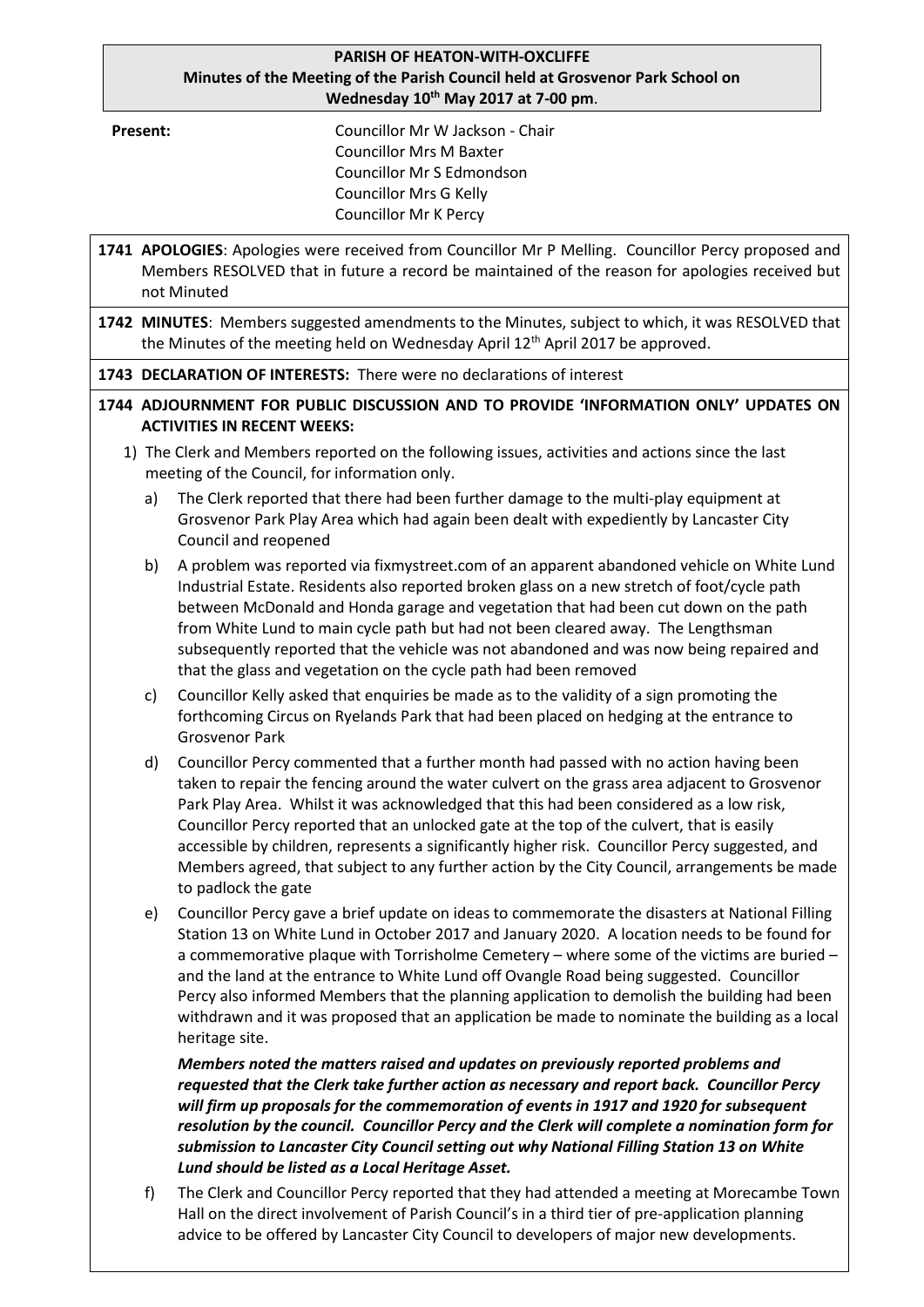**PARISH OF HEATON-WITH-OXCLIFFE**
**Minutes of the Meeting of the Parish Council held at Grosvenor Park School on Wednesday 10th May 2017 at 7-00 pm**.

**Present:**
Councillor Mr W Jackson - Chair
Councillor Mrs M Baxter
Councillor Mr S Edmondson
Councillor Mrs G Kelly
Councillor Mr K Percy

**1741 APOLOGIES**: Apologies were received from Councillor Mr P Melling. Councillor Percy proposed and Members RESOLVED that in future a record be maintained of the reason for apologies received but not Minuted

**1742 MINUTES**: Members suggested amendments to the Minutes, subject to which, it was RESOLVED that the Minutes of the meeting held on Wednesday April 12th April 2017 be approved.

**1743 DECLARATION OF INTERESTS:** There were no declarations of interest

**1744 ADJOURNMENT FOR PUBLIC DISCUSSION AND TO PROVIDE 'INFORMATION ONLY' UPDATES ON ACTIVITIES IN RECENT WEEKS:**

1) The Clerk and Members reported on the following issues, activities and actions since the last meeting of the Council, for information only.

   a) The Clerk reported that there had been further damage to the multi-play equipment at Grosvenor Park Play Area which had again been dealt with expediently by Lancaster City Council and reopened

   b) A problem was reported via fixmystreet.com of an apparent abandoned vehicle on White Lund Industrial Estate. Residents also reported broken glass on a new stretch of foot/cycle path between McDonald and Honda garage and vegetation that had been cut down on the path from White Lund to main cycle path but had not been cleared away. The Lengthsman subsequently reported that the vehicle was not abandoned and was now being repaired and that the glass and vegetation on the cycle path had been removed

   c) Councillor Kelly asked that enquiries be made as to the validity of a sign promoting the forthcoming Circus on Ryelands Park that had been placed on hedging at the entrance to Grosvenor Park

   d) Councillor Percy commented that a further month had passed with no action having been taken to repair the fencing around the water culvert on the grass area adjacent to Grosvenor Park Play Area. Whilst it was acknowledged that this had been considered as a low risk, Councillor Percy reported that an unlocked gate at the top of the culvert, that is easily accessible by children, represents a significantly higher risk. Councillor Percy suggested, and Members agreed, that subject to any further action by the City Council, arrangements be made to padlock the gate

   e) Councillor Percy gave a brief update on ideas to commemorate the disasters at National Filling Station 13 on White Lund in October 2017 and January 2020. A location needs to be found for a commemorative plaque with Torrisholme Cemetery – where some of the victims are buried – and the land at the entrance to White Lund off Ovangle Road being suggested. Councillor Percy also informed Members that the planning application to demolish the building had been withdrawn and it was proposed that an application be made to nominate the building as a local heritage site.

   ***Members noted the matters raised and updates on previously reported problems and requested that the Clerk take further action as necessary and report back. Councillor Percy will firm up proposals for the commemoration of events in 1917 and 1920 for subsequent resolution by the council. Councillor Percy and the Clerk will complete a nomination form for submission to Lancaster City Council setting out why National Filling Station 13 on White Lund should be listed as a Local Heritage Asset.***

   f) The Clerk and Councillor Percy reported that they had attended a meeting at Morecambe Town Hall on the direct involvement of Parish Council's in a third tier of pre-application planning advice to be offered by Lancaster City Council to developers of major new developments.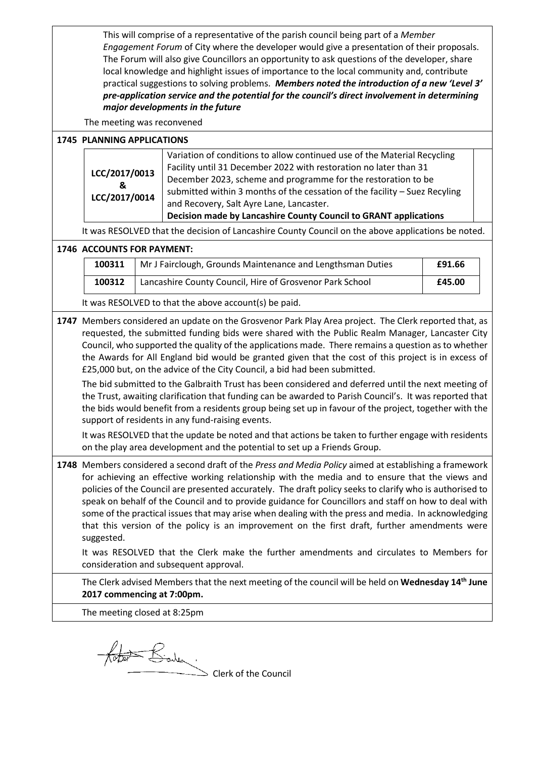This will comprise of a representative of the parish council being part of a *Member Engagement Forum* of City where the developer would give a presentation of their proposals. The Forum will also give Councillors an opportunity to ask questions of the developer, share local knowledge and highlight issues of importance to the local community and, contribute practical suggestions to solving problems. ***Members noted the introduction of a new 'Level 3' pre-application service and the potential for the council's direct involvement in determining major developments in the future***

The meeting was reconvened

**1745 PLANNING APPLICATIONS**

| | |
|---|---|
| **LCC/2017/0013 & LCC/2017/0014** | Variation of conditions to allow continued use of the Material Recycling Facility until 31 December 2022 with restoration no later than 31 December 2023, scheme and programme for the restoration to be submitted within 3 months of the cessation of the facility – Suez Recyling and Recovery, Salt Ayre Lane, Lancaster. **Decision made by Lancashire County Council to GRANT applications** |

It was RESOLVED that the decision of Lancashire County Council on the above applications be noted.

**1746 ACCOUNTS FOR PAYMENT:**

| | | |
|---|---|---|
| **100311** | Mr J Fairclough, Grounds Maintenance and Lengthsman Duties | **£91.66** |
| **100312** | Lancashire County Council, Hire of Grosvenor Park School | **£45.00** |

It was RESOLVED to that the above account(s) be paid.

**1747** Members considered an update on the Grosvenor Park Play Area project. The Clerk reported that, as requested, the submitted funding bids were shared with the Public Realm Manager, Lancaster City Council, who supported the quality of the applications made. There remains a question as to whether the Awards for All England bid would be granted given that the cost of this project is in excess of £25,000 but, on the advice of the City Council, a bid had been submitted.

The bid submitted to the Galbraith Trust has been considered and deferred until the next meeting of the Trust, awaiting clarification that funding can be awarded to Parish Council's. It was reported that the bids would benefit from a residents group being set up in favour of the project, together with the support of residents in any fund-raising events.

It was RESOLVED that the update be noted and that actions be taken to further engage with residents on the play area development and the potential to set up a Friends Group.

**1748** Members considered a second draft of the *Press and Media Policy* aimed at establishing a framework for achieving an effective working relationship with the media and to ensure that the views and policies of the Council are presented accurately. The draft policy seeks to clarify who is authorised to speak on behalf of the Council and to provide guidance for Councillors and staff on how to deal with some of the practical issues that may arise when dealing with the press and media. In acknowledging that this version of the policy is an improvement on the first draft, further amendments were suggested.

It was RESOLVED that the Clerk make the further amendments and circulates to Members for consideration and subsequent approval.

The Clerk advised Members that the next meeting of the council will be held on **Wednesday 14th June 2017 commencing at 7:00pm.**

The meeting closed at 8:25pm

Clerk of the Council